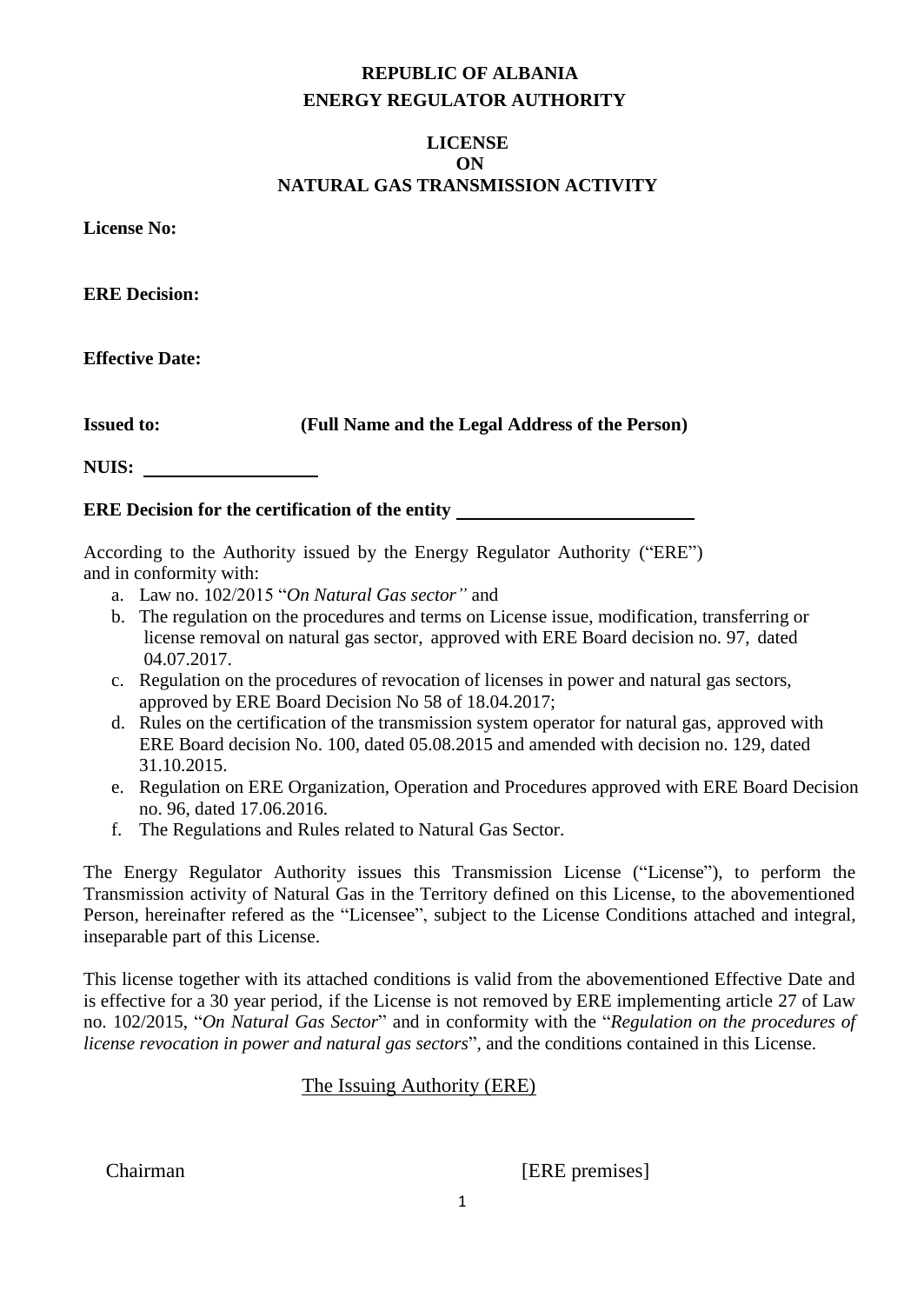**REPUBLIC OF ALBANIA**
**ENERGY REGULATOR AUTHORITY**

# LICENSE
# ON
# NATURAL GAS TRANSMISSION ACTIVITY

**License No:**

**ERE Decision:**

**Effective Date:**

**Issued to:** **(Full Name and the Legal Address of the Person)**

**NUIS:** ___________________

**ERE Decision for the certification of the entity** __________________________

According to the Authority issued by the Energy Regulator Authority ("ERE") and in conformity with:

a. Law no. 102/2015 "*On Natural Gas sector"* and
b. The regulation on the procedures and terms on License issue, modification, transferring or license removal on natural gas sector, approved with ERE Board decision no. 97, dated 04.07.2017.
c. Regulation on the procedures of revocation of licenses in power and natural gas sectors, approved by ERE Board Decision No 58 of 18.04.2017;
d. Rules on the certification of the transmission system operator for natural gas, approved with ERE Board decision No. 100, dated 05.08.2015 and amended with decision no. 129, dated 31.10.2015.
e. Regulation on ERE Organization, Operation and Procedures approved with ERE Board Decision no. 96, dated 17.06.2016.
f. The Regulations and Rules related to Natural Gas Sector.

The Energy Regulator Authority issues this Transmission License ("License"), to perform the Transmission activity of Natural Gas in the Territory defined on this License, to the abovementioned Person, hereinafter refered as the "Licensee", subject to the License Conditions attached and integral, inseparable part of this License.

This license together with its attached conditions is valid from the abovementioned Effective Date and is effective for a 30 year period, if the License is not removed by ERE implementing article 27 of Law no. 102/2015, "*On Natural Gas Sector*" and in conformity with the "*Regulation on the procedures of license revocation in power and natural gas sectors*", and the conditions contained in this License.

The Issuing Authority (ERE)

Chairman [ERE premises]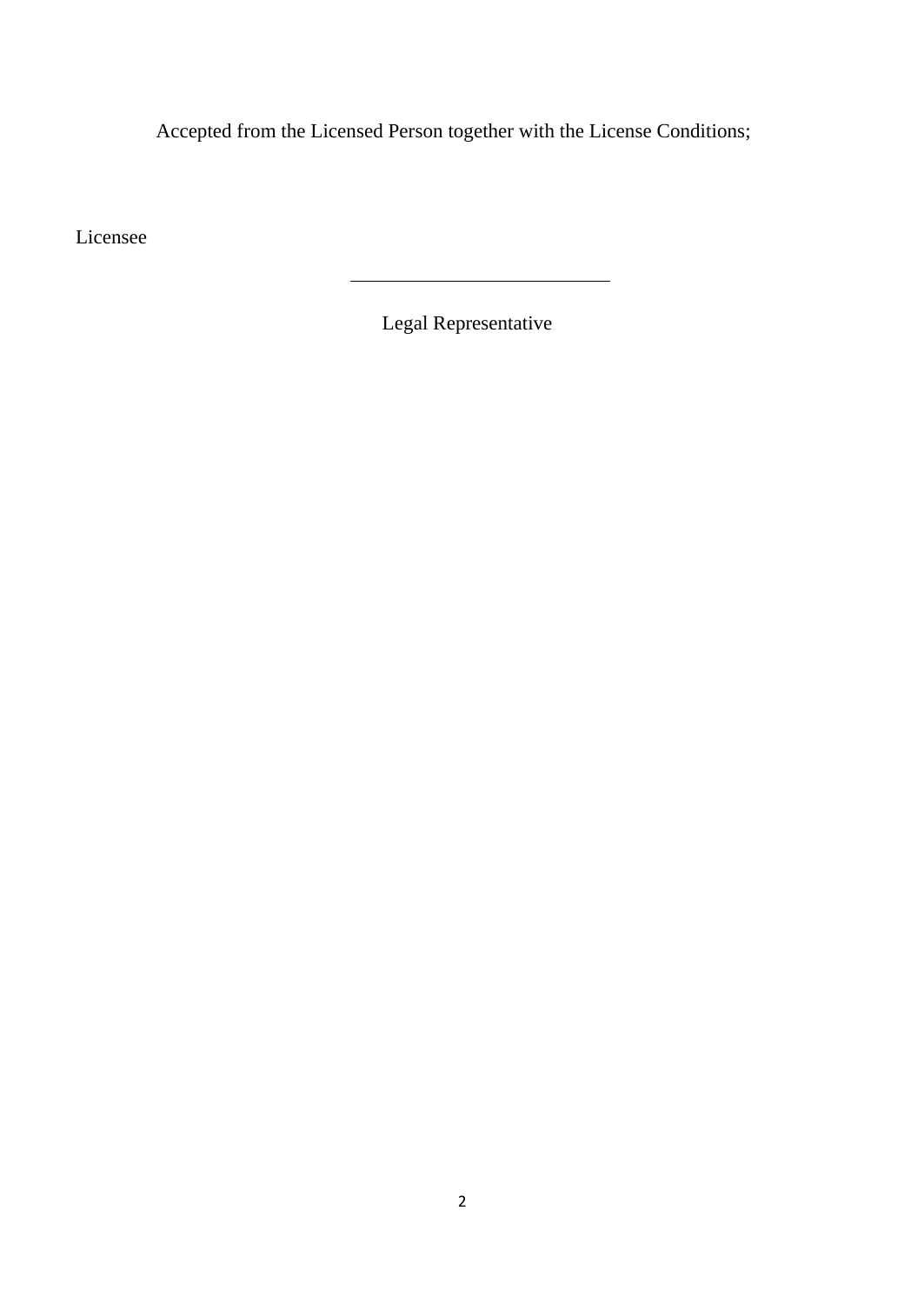Accepted from the Licensed Person together with the License Conditions;

Licensee

\_\_\_\_\_\_\_\_\_\_\_\_\_\_\_\_\_\_\_\_\_\_\_\_\_\_\_\_

Legal Representative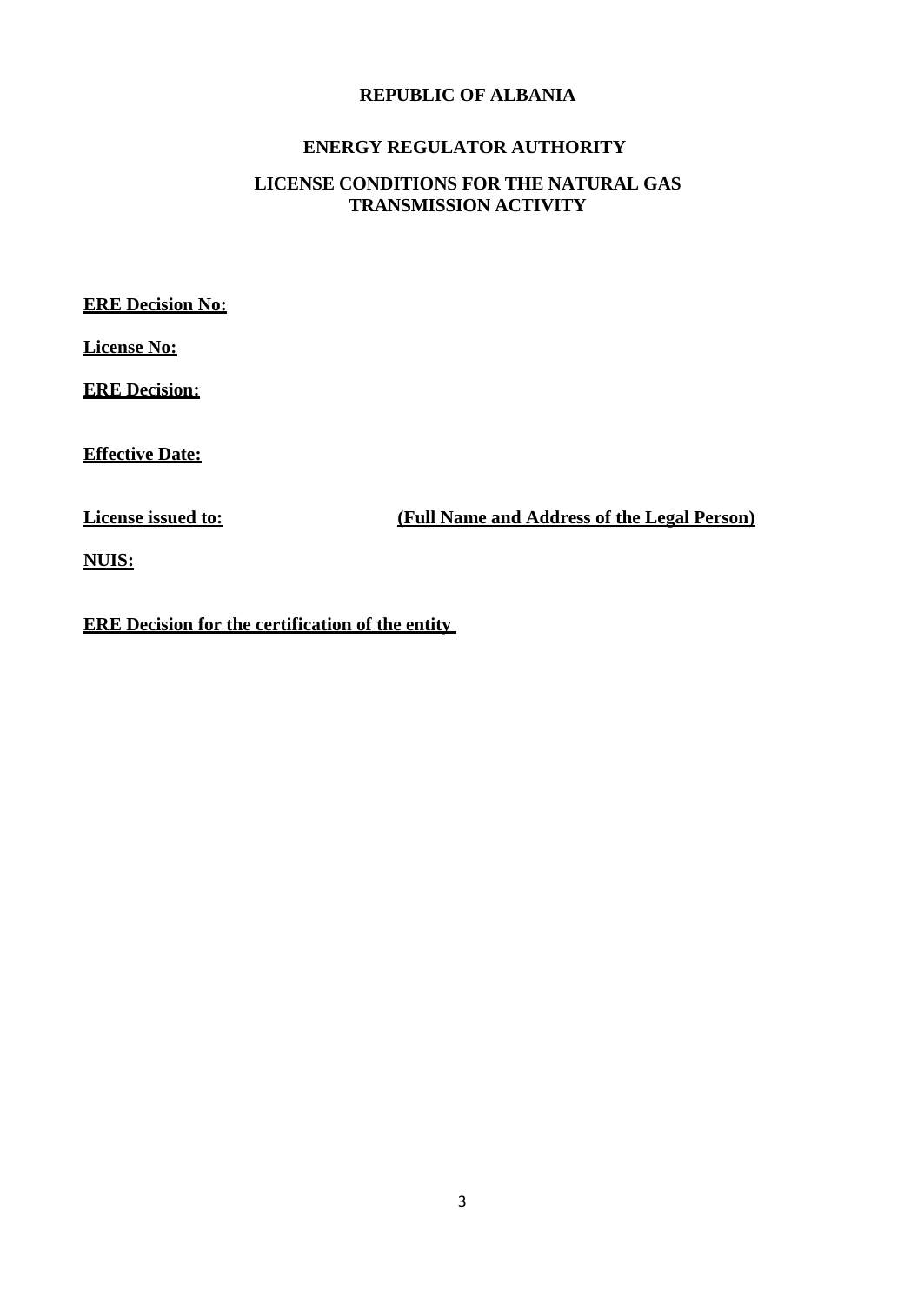**REPUBLIC OF ALBANIA**

**ENERGY REGULATOR AUTHORITY**

**LICENSE CONDITIONS FOR THE NATURAL GAS TRANSMISSION ACTIVITY**

**ERE Decision No:**

**License No:**

**ERE Decision:**

**Effective Date:**

**License issued to:** **(Full Name and Address of the Legal Person)**

**NUIS:**

**ERE Decision for the certification of the entity**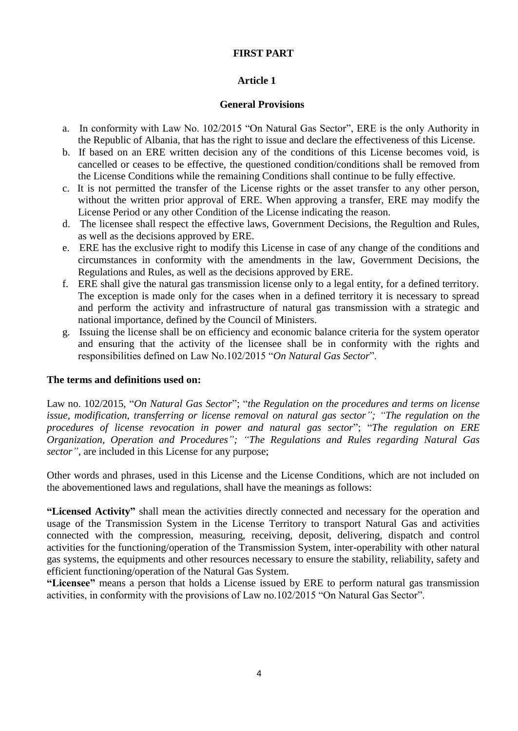## FIRST PART

### Article 1

### General Provisions

a. In conformity with Law No. 102/2015 "On Natural Gas Sector", ERE is the only Authority in the Republic of Albania, that has the right to issue and declare the effectiveness of this License.
b. If based on an ERE written decision any of the conditions of this License becomes void, is cancelled or ceases to be effective, the questioned condition/conditions shall be removed from the License Conditions while the remaining Conditions shall continue to be fully effective.
c. It is not permitted the transfer of the License rights or the asset transfer to any other person, without the written prior approval of ERE. When approving a transfer, ERE may modify the License Period or any other Condition of the License indicating the reason.
d. The licensee shall respect the effective laws, Government Decisions, the Regultion and Rules, as well as the decisions approved by ERE.
e. ERE has the exclusive right to modify this License in case of any change of the conditions and circumstances in conformity with the amendments in the law, Government Decisions, the Regulations and Rules, as well as the decisions approved by ERE.
f. ERE shall give the natural gas transmission license only to a legal entity, for a defined territory. The exception is made only for the cases when in a defined territory it is necessary to spread and perform the activity and infrastructure of natural gas transmission with a strategic and national importance, defined by the Council of Ministers.
g. Issuing the license shall be on efficiency and economic balance criteria for the system operator and ensuring that the activity of the licensee shall be in conformity with the rights and responsibilities defined on Law No.102/2015 "*On Natural Gas Sector*".

**The terms and definitions used on:**

Law no. 102/2015, "*On Natural Gas Sector*"; "*the Regulation on the procedures and terms on license issue, modification, transferring or license removal on natural gas sector"; "The regulation on the procedures of license revocation in power and natural gas sector*"; "*The regulation on ERE Organization, Operation and Procedures"; "The Regulations and Rules regarding Natural Gas sector"*, are included in this License for any purpose;

Other words and phrases, used in this License and the License Conditions, which are not included on the abovementioned laws and regulations, shall have the meanings as follows:

**"Licensed Activity"** shall mean the activities directly connected and necessary for the operation and usage of the Transmission System in the License Territory to transport Natural Gas and activities connected with the compression, measuring, receiving, deposit, delivering, dispatch and control activities for the functioning/operation of the Transmission System, inter-operability with other natural gas systems, the equipments and other resources necessary to ensure the stability, reliability, safety and efficient functioning/operation of the Natural Gas System.

**"Licensee"** means a person that holds a License issued by ERE to perform natural gas transmission activities, in conformity with the provisions of Law no.102/2015 "On Natural Gas Sector".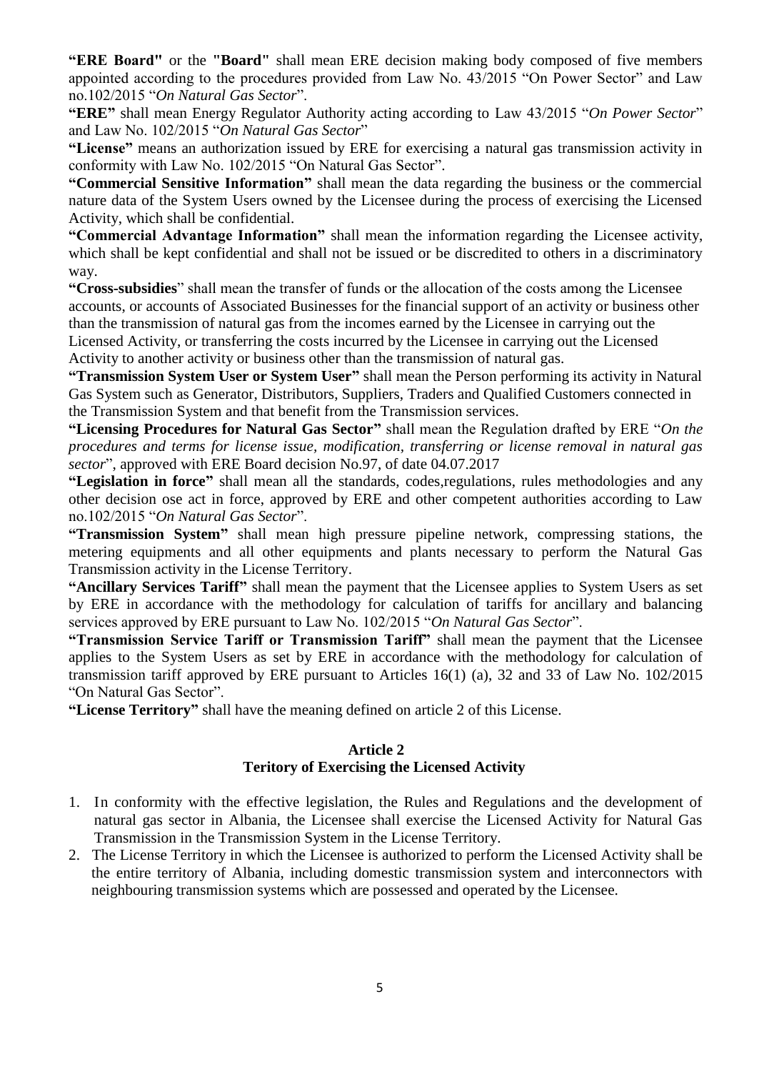**"ERE Board"** or the **"Board"** shall mean ERE decision making body composed of five members appointed according to the procedures provided from Law No. 43/2015 "On Power Sector" and Law no.102/2015 "*On Natural Gas Sector*".

**"ERE"** shall mean Energy Regulator Authority acting according to Law 43/2015 "*On Power Sector*" and Law No. 102/2015 "*On Natural Gas Sector*"

**"License"** means an authorization issued by ERE for exercising a natural gas transmission activity in conformity with Law No. 102/2015 "On Natural Gas Sector".

**"Commercial Sensitive Information"** shall mean the data regarding the business or the commercial nature data of the System Users owned by the Licensee during the process of exercising the Licensed Activity, which shall be confidential.

**"Commercial Advantage Information"** shall mean the information regarding the Licensee activity, which shall be kept confidential and shall not be issued or be discredited to others in a discriminatory way.

**"Cross-subsidies**" shall mean the transfer of funds or the allocation of the costs among the Licensee accounts, or accounts of Associated Businesses for the financial support of an activity or business other than the transmission of natural gas from the incomes earned by the Licensee in carrying out the Licensed Activity, or transferring the costs incurred by the Licensee in carrying out the Licensed Activity to another activity or business other than the transmission of natural gas.

**"Transmission System User or System User"** shall mean the Person performing its activity in Natural Gas System such as Generator, Distributors, Suppliers, Traders and Qualified Customers connected in the Transmission System and that benefit from the Transmission services.

**"Licensing Procedures for Natural Gas Sector"** shall mean the Regulation drafted by ERE "*On the procedures and terms for license issue, modification, transferring or license removal in natural gas sector*", approved with ERE Board decision No.97, of date 04.07.2017

**"Legislation in force"** shall mean all the standards, codes,regulations, rules methodologies and any other decision ose act in force, approved by ERE and other competent authorities according to Law no.102/2015 "*On Natural Gas Sector*".

**"Transmission System"** shall mean high pressure pipeline network, compressing stations, the metering equipments and all other equipments and plants necessary to perform the Natural Gas Transmission activity in the License Territory.

**"Ancillary Services Tariff"** shall mean the payment that the Licensee applies to System Users as set by ERE in accordance with the methodology for calculation of tariffs for ancillary and balancing services approved by ERE pursuant to Law No. 102/2015 "*On Natural Gas Sector*".

**"Transmission Service Tariff or Transmission Tariff"** shall mean the payment that the Licensee applies to the System Users as set by ERE in accordance with the methodology for calculation of transmission tariff approved by ERE pursuant to Articles 16(1) (a), 32 and 33 of Law No. 102/2015 "On Natural Gas Sector".

**"License Territory"** shall have the meaning defined on article 2 of this License.

## Article 2
## Teritory of Exercising the Licensed Activity

1. In conformity with the effective legislation, the Rules and Regulations and the development of natural gas sector in Albania, the Licensee shall exercise the Licensed Activity for Natural Gas Transmission in the Transmission System in the License Territory.
2. The License Territory in which the Licensee is authorized to perform the Licensed Activity shall be the entire territory of Albania, including domestic transmission system and interconnectors with neighbouring transmission systems which are possessed and operated by the Licensee.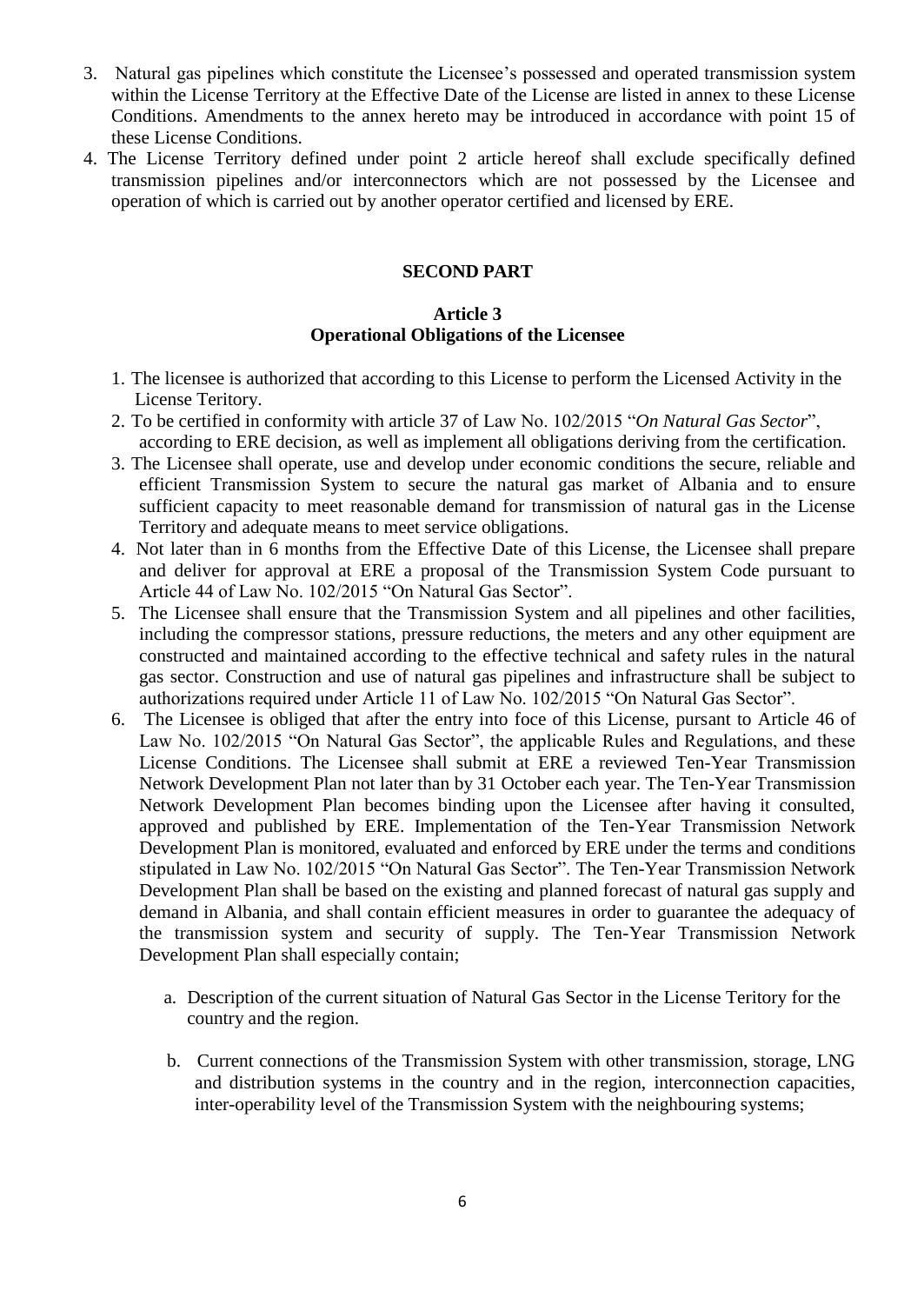3. Natural gas pipelines which constitute the Licensee's possessed and operated transmission system within the License Territory at the Effective Date of the License are listed in annex to these License Conditions. Amendments to the annex hereto may be introduced in accordance with point 15 of these License Conditions.
4. The License Territory defined under point 2 article hereof shall exclude specifically defined transmission pipelines and/or interconnectors which are not possessed by the Licensee and operation of which is carried out by another operator certified and licensed by ERE.

## SECOND PART

### Article 3
### Operational Obligations of the Licensee

1. The licensee is authorized that according to this License to perform the Licensed Activity in the License Teritory.
2. To be certified in conformity with article 37 of Law No. 102/2015 "*On Natural Gas Sector*", according to ERE decision, as well as implement all obligations deriving from the certification.
3. The Licensee shall operate, use and develop under economic conditions the secure, reliable and efficient Transmission System to secure the natural gas market of Albania and to ensure sufficient capacity to meet reasonable demand for transmission of natural gas in the License Territory and adequate means to meet service obligations.
4. Not later than in 6 months from the Effective Date of this License, the Licensee shall prepare and deliver for approval at ERE a proposal of the Transmission System Code pursuant to Article 44 of Law No. 102/2015 "On Natural Gas Sector".
5. The Licensee shall ensure that the Transmission System and all pipelines and other facilities, including the compressor stations, pressure reductions, the meters and any other equipment are constructed and maintained according to the effective technical and safety rules in the natural gas sector. Construction and use of natural gas pipelines and infrastructure shall be subject to authorizations required under Article 11 of Law No. 102/2015 "On Natural Gas Sector".
6. The Licensee is obliged that after the entry into foce of this License, pursant to Article 46 of Law No. 102/2015 "On Natural Gas Sector", the applicable Rules and Regulations, and these License Conditions. The Licensee shall submit at ERE a reviewed Ten-Year Transmission Network Development Plan not later than by 31 October each year. The Ten-Year Transmission Network Development Plan becomes binding upon the Licensee after having it consulted, approved and published by ERE. Implementation of the Ten-Year Transmission Network Development Plan is monitored, evaluated and enforced by ERE under the terms and conditions stipulated in Law No. 102/2015 "On Natural Gas Sector". The Ten-Year Transmission Network Development Plan shall be based on the existing and planned forecast of natural gas supply and demand in Albania, and shall contain efficient measures in order to guarantee the adequacy of the transmission system and security of supply. The Ten-Year Transmission Network Development Plan shall especially contain;

    a. Description of the current situation of Natural Gas Sector in the License Teritory for the country and the region.

    b. Current connections of the Transmission System with other transmission, storage, LNG and distribution systems in the country and in the region, interconnection capacities, inter-operability level of the Transmission System with the neighbouring systems;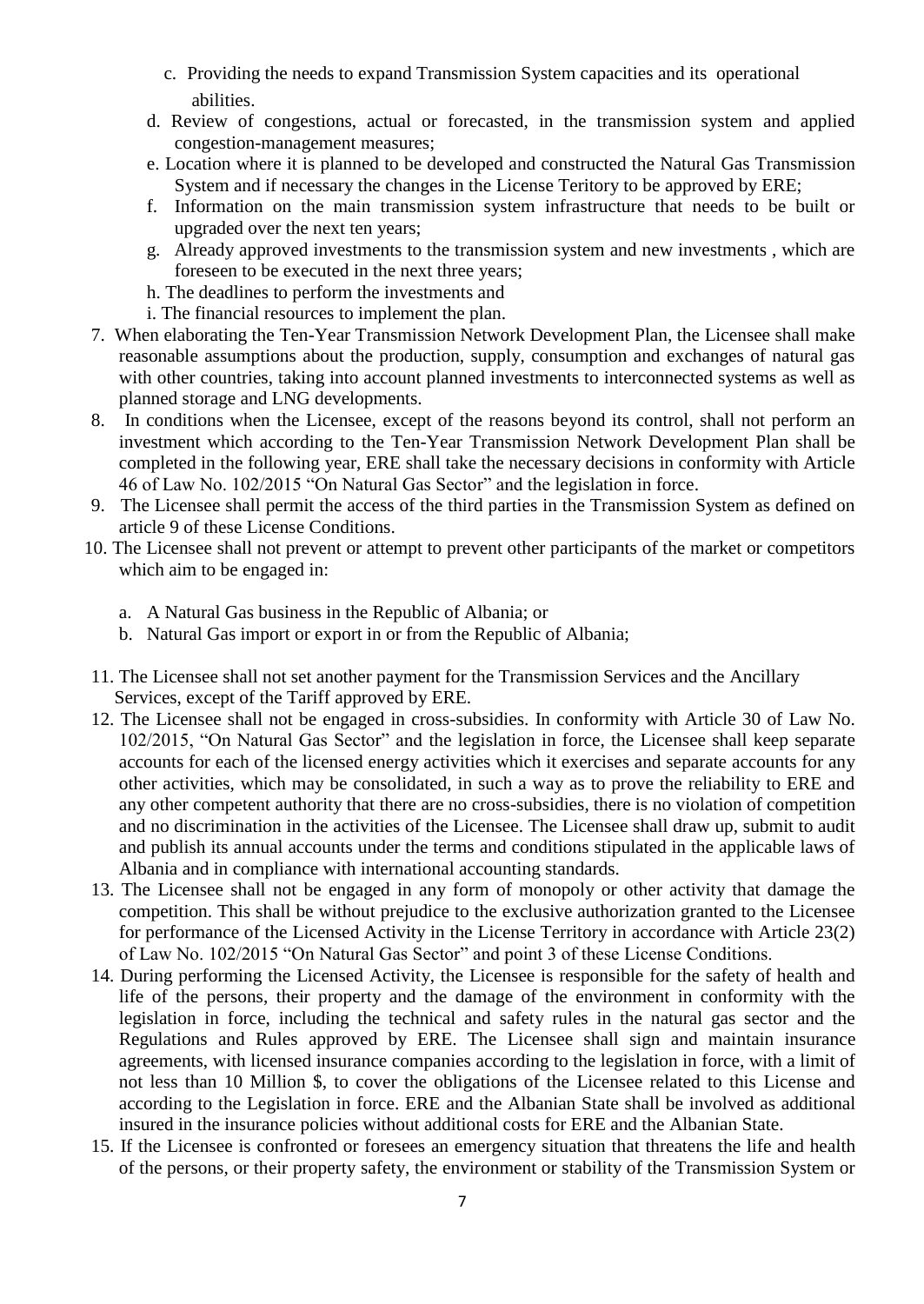c. Providing the needs to expand Transmission System capacities and its operational abilities.

d. Review of congestions, actual or forecasted, in the transmission system and applied congestion-management measures;

e. Location where it is planned to be developed and constructed the Natural Gas Transmission System and if necessary the changes in the License Teritory to be approved by ERE;

f. Information on the main transmission system infrastructure that needs to be built or upgraded over the next ten years;

g. Already approved investments to the transmission system and new investments , which are foreseen to be executed in the next three years;

h. The deadlines to perform the investments and

i. The financial resources to implement the plan.

7. When elaborating the Ten-Year Transmission Network Development Plan, the Licensee shall make reasonable assumptions about the production, supply, consumption and exchanges of natural gas with other countries, taking into account planned investments to interconnected systems as well as planned storage and LNG developments.

8. In conditions when the Licensee, except of the reasons beyond its control, shall not perform an investment which according to the Ten-Year Transmission Network Development Plan shall be completed in the following year, ERE shall take the necessary decisions in conformity with Article 46 of Law No. 102/2015 "On Natural Gas Sector" and the legislation in force.

9. The Licensee shall permit the access of the third parties in the Transmission System as defined on article 9 of these License Conditions.

10. The Licensee shall not prevent or attempt to prevent other participants of the market or competitors which aim to be engaged in:

    a. A Natural Gas business in the Republic of Albania; or
    b. Natural Gas import or export in or from the Republic of Albania;

11. The Licensee shall not set another payment for the Transmission Services and the Ancillary Services, except of the Tariff approved by ERE.

12. The Licensee shall not be engaged in cross-subsidies. In conformity with Article 30 of Law No. 102/2015, "On Natural Gas Sector" and the legislation in force, the Licensee shall keep separate accounts for each of the licensed energy activities which it exercises and separate accounts for any other activities, which may be consolidated, in such a way as to prove the reliability to ERE and any other competent authority that there are no cross-subsidies, there is no violation of competition and no discrimination in the activities of the Licensee. The Licensee shall draw up, submit to audit and publish its annual accounts under the terms and conditions stipulated in the applicable laws of Albania and in compliance with international accounting standards.

13. The Licensee shall not be engaged in any form of monopoly or other activity that damage the competition. This shall be without prejudice to the exclusive authorization granted to the Licensee for performance of the Licensed Activity in the License Territory in accordance with Article 23(2) of Law No. 102/2015 "On Natural Gas Sector" and point 3 of these License Conditions.

14. During performing the Licensed Activity, the Licensee is responsible for the safety of health and life of the persons, their property and the damage of the environment in conformity with the legislation in force, including the technical and safety rules in the natural gas sector and the Regulations and Rules approved by ERE. The Licensee shall sign and maintain insurance agreements, with licensed insurance companies according to the legislation in force, with a limit of not less than 10 Million $, to cover the obligations of the Licensee related to this License and according to the Legislation in force. ERE and the Albanian State shall be involved as additional insured in the insurance policies without additional costs for ERE and the Albanian State.

15. If the Licensee is confronted or foresees an emergency situation that threatens the life and health of the persons, or their property safety, the environment or stability of the Transmission System or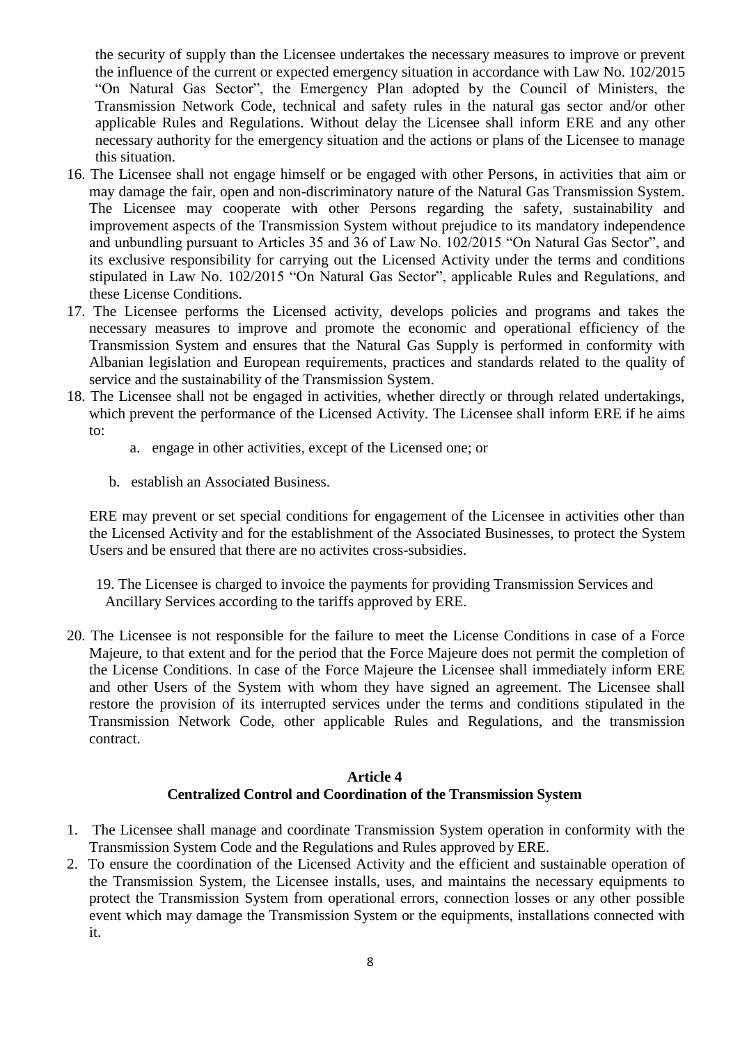the security of supply than the Licensee undertakes the necessary measures to improve or prevent the influence of the current or expected emergency situation in accordance with Law No. 102/2015 "On Natural Gas Sector", the Emergency Plan adopted by the Council of Ministers, the Transmission Network Code, technical and safety rules in the natural gas sector and/or other applicable Rules and Regulations. Without delay the Licensee shall inform ERE and any other necessary authority for the emergency situation and the actions or plans of the Licensee to manage this situation.

16. The Licensee shall not engage himself or be engaged with other Persons, in activities that aim or may damage the fair, open and non-discriminatory nature of the Natural Gas Transmission System. The Licensee may cooperate with other Persons regarding the safety, sustainability and improvement aspects of the Transmission System without prejudice to its mandatory independence and unbundling pursuant to Articles 35 and 36 of Law No. 102/2015 "On Natural Gas Sector", and its exclusive responsibility for carrying out the Licensed Activity under the terms and conditions stipulated in Law No. 102/2015 "On Natural Gas Sector", applicable Rules and Regulations, and these License Conditions.
17. The Licensee performs the Licensed activity, develops policies and programs and takes the necessary measures to improve and promote the economic and operational efficiency of the Transmission System and ensures that the Natural Gas Supply is performed in conformity with Albanian legislation and European requirements, practices and standards related to the quality of service and the sustainability of the Transmission System.
18. The Licensee shall not be engaged in activities, whether directly or through related undertakings, which prevent the performance of the Licensed Activity. The Licensee shall inform ERE if he aims to:
    a. engage in other activities, except of the Licensed one; or
    b. establish an Associated Business.

    ERE may prevent or set special conditions for engagement of the Licensee in activities other than the Licensed Activity and for the establishment of the Associated Businesses, to protect the System Users and be ensured that there are no activites cross-subsidies.

19. The Licensee is charged to invoice the payments for providing Transmission Services and Ancillary Services according to the tariffs approved by ERE.
20. The Licensee is not responsible for the failure to meet the License Conditions in case of a Force Majeure, to that extent and for the period that the Force Majeure does not permit the completion of the License Conditions. In case of the Force Majeure the Licensee shall immediately inform ERE and other Users of the System with whom they have signed an agreement. The Licensee shall restore the provision of its interrupted services under the terms and conditions stipulated in the Transmission Network Code, other applicable Rules and Regulations, and the transmission contract.

## Article 4
## Centralized Control and Coordination of the Transmission System

1. The Licensee shall manage and coordinate Transmission System operation in conformity with the Transmission System Code and the Regulations and Rules approved by ERE.
2. To ensure the coordination of the Licensed Activity and the efficient and sustainable operation of the Transmission System, the Licensee installs, uses, and maintains the necessary equipments to protect the Transmission System from operational errors, connection losses or any other possible event which may damage the Transmission System or the equipments, installations connected with it.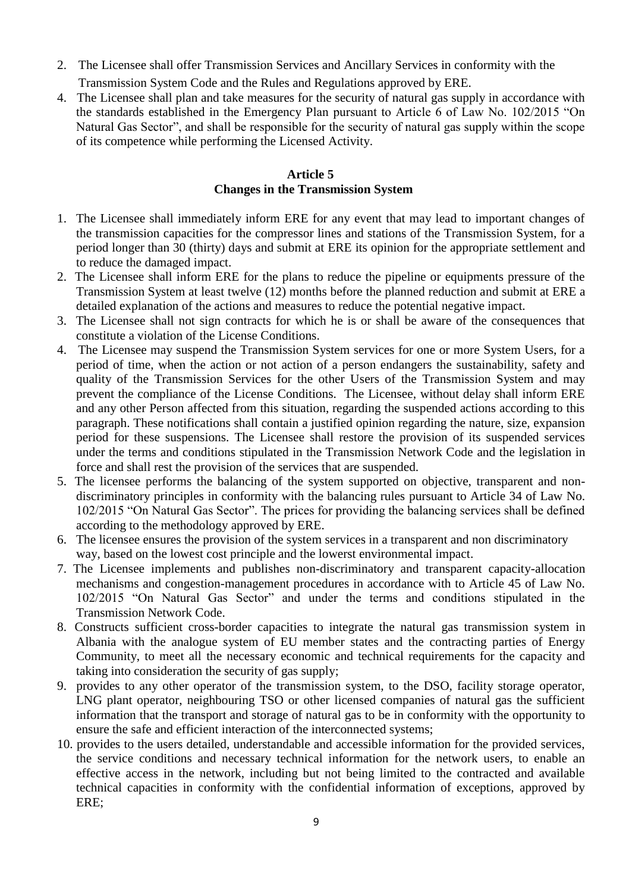2. The Licensee shall offer Transmission Services and Ancillary Services in conformity with the Transmission System Code and the Rules and Regulations approved by ERE.
4. The Licensee shall plan and take measures for the security of natural gas supply in accordance with the standards established in the Emergency Plan pursuant to Article 6 of Law No. 102/2015 "On Natural Gas Sector", and shall be responsible for the security of natural gas supply within the scope of its competence while performing the Licensed Activity.

## Article 5
## Changes in the Transmission System

1. The Licensee shall immediately inform ERE for any event that may lead to important changes of the transmission capacities for the compressor lines and stations of the Transmission System, for a period longer than 30 (thirty) days and submit at ERE its opinion for the appropriate settlement and to reduce the damaged impact.
2. The Licensee shall inform ERE for the plans to reduce the pipeline or equipments pressure of the Transmission System at least twelve (12) months before the planned reduction and submit at ERE a detailed explanation of the actions and measures to reduce the potential negative impact.
3. The Licensee shall not sign contracts for which he is or shall be aware of the consequences that constitute a violation of the License Conditions.
4. The Licensee may suspend the Transmission System services for one or more System Users, for a period of time, when the action or not action of a person endangers the sustainability, safety and quality of the Transmission Services for the other Users of the Transmission System and may prevent the compliance of the License Conditions. The Licensee, without delay shall inform ERE and any other Person affected from this situation, regarding the suspended actions according to this paragraph. These notifications shall contain a justified opinion regarding the nature, size, expansion period for these suspensions. The Licensee shall restore the provision of its suspended services under the terms and conditions stipulated in the Transmission Network Code and the legislation in force and shall rest the provision of the services that are suspended.
5. The licensee performs the balancing of the system supported on objective, transparent and non-discriminatory principles in conformity with the balancing rules pursuant to Article 34 of Law No. 102/2015 "On Natural Gas Sector". The prices for providing the balancing services shall be defined according to the methodology approved by ERE.
6. The licensee ensures the provision of the system services in a transparent and non discriminatory way, based on the lowest cost principle and the lowerst environmental impact.
7. The Licensee implements and publishes non-discriminatory and transparent capacity-allocation mechanisms and congestion-management procedures in accordance with to Article 45 of Law No. 102/2015 "On Natural Gas Sector" and under the terms and conditions stipulated in the Transmission Network Code.
8. Constructs sufficient cross-border capacities to integrate the natural gas transmission system in Albania with the analogue system of EU member states and the contracting parties of Energy Community, to meet all the necessary economic and technical requirements for the capacity and taking into consideration the security of gas supply;
9. provides to any other operator of the transmission system, to the DSO, facility storage operator, LNG plant operator, neighbouring TSO or other licensed companies of natural gas the sufficient information that the transport and storage of natural gas to be in conformity with the opportunity to ensure the safe and efficient interaction of the interconnected systems;
10. provides to the users detailed, understandable and accessible information for the provided services, the service conditions and necessary technical information for the network users, to enable an effective access in the network, including but not being limited to the contracted and available technical capacities in conformity with the confidential information of exceptions, approved by ERE;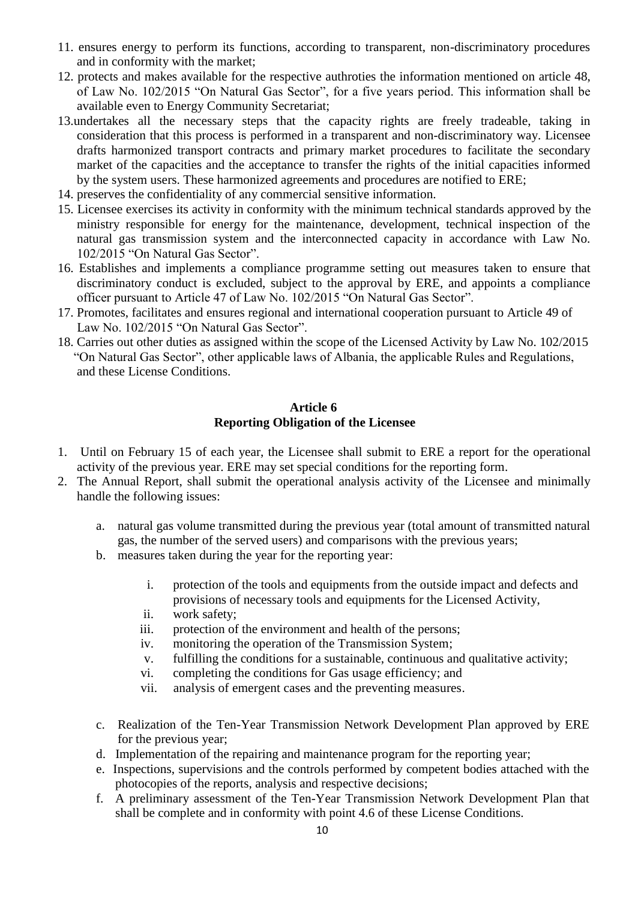11. ensures energy to perform its functions, according to transparent, non-discriminatory procedures and in conformity with the market;
12. protects and makes available for the respective authroties the information mentioned on article 48, of Law No. 102/2015 "On Natural Gas Sector", for a five years period. This information shall be available even to Energy Community Secretariat;
13. undertakes all the necessary steps that the capacity rights are freely tradeable, taking in consideration that this process is performed in a transparent and non-discriminatory way. Licensee drafts harmonized transport contracts and primary market procedures to facilitate the secondary market of the capacities and the acceptance to transfer the rights of the initial capacities informed by the system users. These harmonized agreements and procedures are notified to ERE;
14. preserves the confidentiality of any commercial sensitive information.
15. Licensee exercises its activity in conformity with the minimum technical standards approved by the ministry responsible for energy for the maintenance, development, technical inspection of the natural gas transmission system and the interconnected capacity in accordance with Law No. 102/2015 "On Natural Gas Sector".
16. Establishes and implements a compliance programme setting out measures taken to ensure that discriminatory conduct is excluded, subject to the approval by ERE, and appoints a compliance officer pursuant to Article 47 of Law No. 102/2015 "On Natural Gas Sector".
17. Promotes, facilitates and ensures regional and international cooperation pursuant to Article 49 of Law No. 102/2015 "On Natural Gas Sector".
18. Carries out other duties as assigned within the scope of the Licensed Activity by Law No. 102/2015 "On Natural Gas Sector", other applicable laws of Albania, the applicable Rules and Regulations, and these License Conditions.

## Article 6
## Reporting Obligation of the Licensee

1. Until on February 15 of each year, the Licensee shall submit to ERE a report for the operational activity of the previous year. ERE may set special conditions for the reporting form.
2. The Annual Report, shall submit the operational analysis activity of the Licensee and minimally handle the following issues:

    a. natural gas volume transmitted during the previous year (total amount of transmitted natural gas, the number of the served users) and comparisons with the previous years;
    b. measures taken during the year for the reporting year:

        i. protection of the tools and equipments from the outside impact and defects and provisions of necessary tools and equipments for the Licensed Activity,
        ii. work safety;
        iii. protection of the environment and health of the persons;
        iv. monitoring the operation of the Transmission System;
        v. fulfilling the conditions for a sustainable, continuous and qualitative activity;
        vi. completing the conditions for Gas usage efficiency; and
        vii. analysis of emergent cases and the preventing measures.

    c. Realization of the Ten-Year Transmission Network Development Plan approved by ERE for the previous year;
    d. Implementation of the repairing and maintenance program for the reporting year;
    e. Inspections, supervisions and the controls performed by competent bodies attached with the photocopies of the reports, analysis and respective decisions;
    f. A preliminary assessment of the Ten-Year Transmission Network Development Plan that shall be complete and in conformity with point 4.6 of these License Conditions.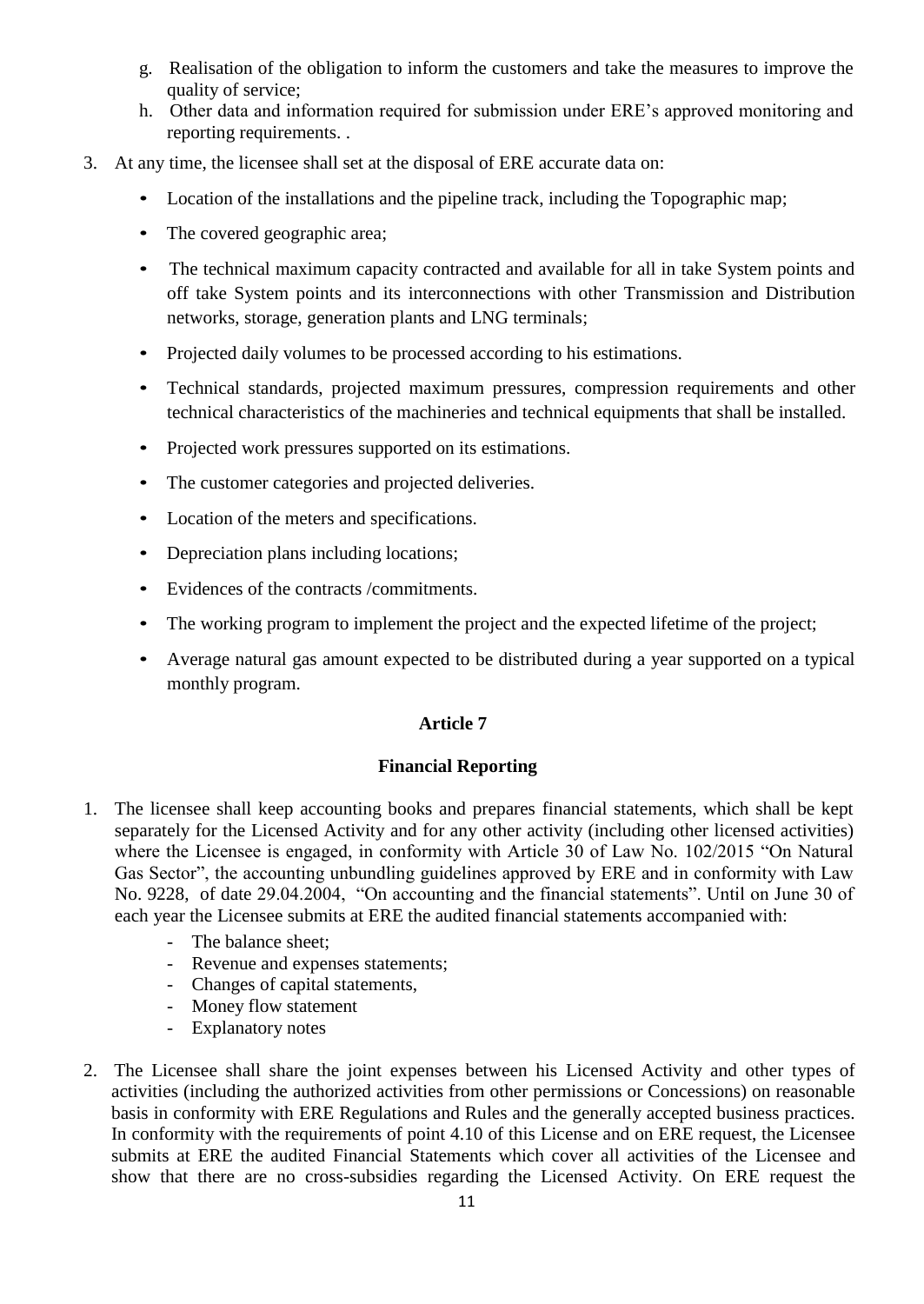g. Realisation of the obligation to inform the customers and take the measures to improve the quality of service;
h. Other data and information required for submission under ERE's approved monitoring and reporting requirements. .

3. At any time, the licensee shall set at the disposal of ERE accurate data on:

   - Location of the installations and the pipeline track, including the Topographic map;
   - The covered geographic area;
   - The technical maximum capacity contracted and available for all in take System points and off take System points and its interconnections with other Transmission and Distribution networks, storage, generation plants and LNG terminals;
   - Projected daily volumes to be processed according to his estimations.
   - Technical standards, projected maximum pressures, compression requirements and other technical characteristics of the machineries and technical equipments that shall be installed.
   - Projected work pressures supported on its estimations.
   - The customer categories and projected deliveries.
   - Location of the meters and specifications.
   - Depreciation plans including locations;
   - Evidences of the contracts /commitments.
   - The working program to implement the project and the expected lifetime of the project;
   - Average natural gas amount expected to be distributed during a year supported on a typical monthly program.

## Article 7

## Financial Reporting

1. The licensee shall keep accounting books and prepares financial statements, which shall be kept separately for the Licensed Activity and for any other activity (including other licensed activities) where the Licensee is engaged, in conformity with Article 30 of Law No. 102/2015 "On Natural Gas Sector", the accounting unbundling guidelines approved by ERE and in conformity with Law No. 9228, of date 29.04.2004, "On accounting and the financial statements". Until on June 30 of each year the Licensee submits at ERE the audited financial statements accompanied with:
   - The balance sheet;
   - Revenue and expenses statements;
   - Changes of capital statements,
   - Money flow statement
   - Explanatory notes

2. The Licensee shall share the joint expenses between his Licensed Activity and other types of activities (including the authorized activities from other permissions or Concessions) on reasonable basis in conformity with ERE Regulations and Rules and the generally accepted business practices. In conformity with the requirements of point 4.10 of this License and on ERE request, the Licensee submits at ERE the audited Financial Statements which cover all activities of the Licensee and show that there are no cross-subsidies regarding the Licensed Activity. On ERE request the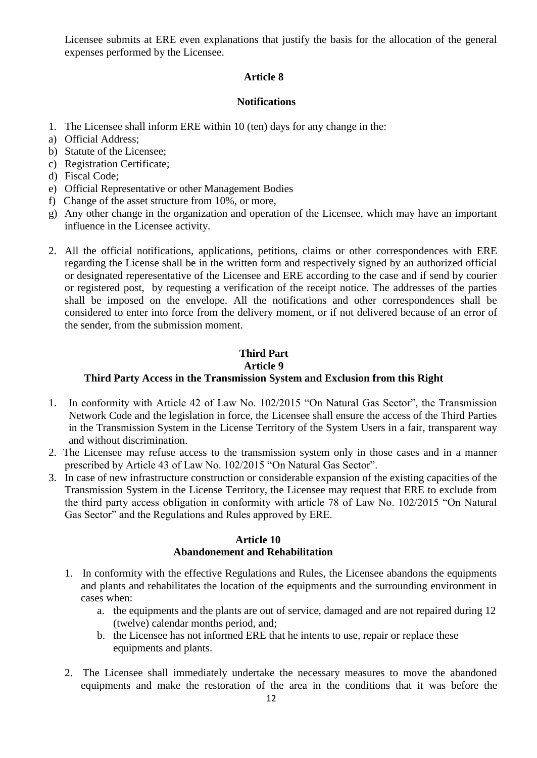Licensee submits at ERE even explanations that justify the basis for the allocation of the general expenses performed by the Licensee.

**Article 8**

**Notifications**

1. The Licensee shall inform ERE within 10 (ten) days for any change in the:
a) Official Address;
b) Statute of the Licensee;
c) Registration Certificate;
d) Fiscal Code;
e) Official Representative or other Management Bodies
f) Change of the asset structure from 10%, or more,
g) Any other change in the organization and operation of the Licensee, which may have an important influence in the Licensee activity.

2. All the official notifications, applications, petitions, claims or other correspondences with ERE regarding the License shall be in the written form and respectively signed by an authorized official or designated reperesentative of the Licensee and ERE according to the case and if send by courier or registered post, by requesting a verification of the receipt notice. The addresses of the parties shall be imposed on the envelope. All the notifications and other correspondences shall be considered to enter into force from the delivery moment, or if not delivered because of an error of the sender, from the submission moment.

**Third Part**
**Article 9**
**Third Party Access in the Transmission System and Exclusion from this Right**

1. In conformity with Article 42 of Law No. 102/2015 "On Natural Gas Sector", the Transmission Network Code and the legislation in force, the Licensee shall ensure the access of the Third Parties in the Transmission System in the License Territory of the System Users in a fair, transparent way and without discrimination.
2. The Licensee may refuse access to the transmission system only in those cases and in a manner prescribed by Article 43 of Law No. 102/2015 "On Natural Gas Sector".
3. In case of new infrastructure construction or considerable expansion of the existing capacities of the Transmission System in the License Territory, the Licensee may request that ERE to exclude from the third party access obligation in conformity with article 78 of Law No. 102/2015 "On Natural Gas Sector" and the Regulations and Rules approved by ERE.

**Article 10**
**Abandonement and Rehabilitation**

1. In conformity with the effective Regulations and Rules, the Licensee abandons the equipments and plants and rehabilitates the location of the equipments and the surrounding environment in cases when:
   a. the equipments and the plants are out of service, damaged and are not repaired during 12 (twelve) calendar months period, and;
   b. the Licensee has not informed ERE that he intents to use, repair or replace these equipments and plants.

2. The Licensee shall immediately undertake the necessary measures to move the abandoned equipments and make the restoration of the area in the conditions that it was before the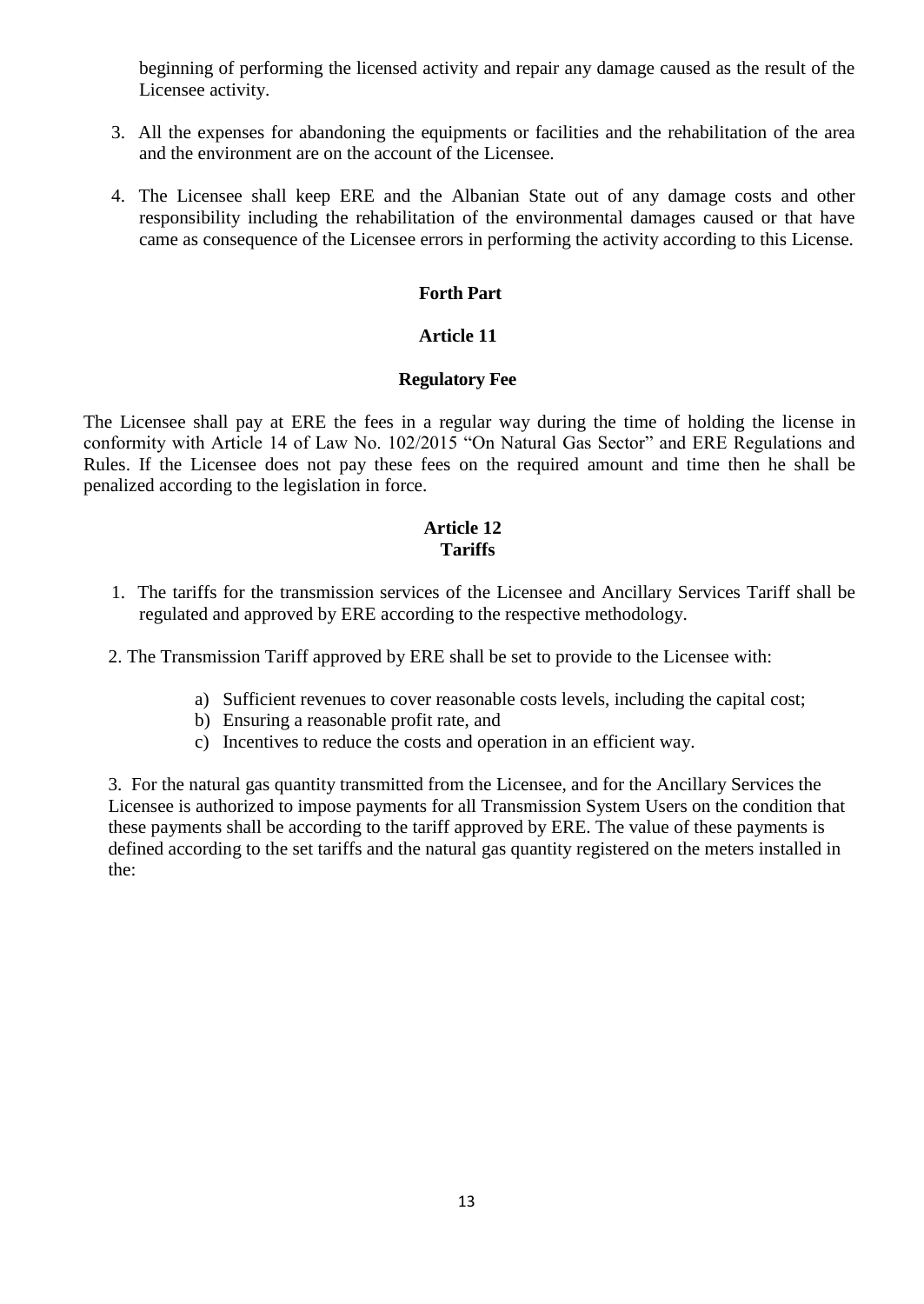beginning of performing the licensed activity and repair any damage caused as the result of the Licensee activity.

3. All the expenses for abandoning the equipments or facilities and the rehabilitation of the area and the environment are on the account of the Licensee.

4. The Licensee shall keep ERE and the Albanian State out of any damage costs and other responsibility including the rehabilitation of the environmental damages caused or that have came as consequence of the Licensee errors in performing the activity according to this License.

**Forth Part**

**Article 11**

**Regulatory Fee**

The Licensee shall pay at ERE the fees in a regular way during the time of holding the license in conformity with Article 14 of Law No. 102/2015 "On Natural Gas Sector" and ERE Regulations and Rules. If the Licensee does not pay these fees on the required amount and time then he shall be penalized according to the legislation in force.

**Article 12**
**Tariffs**

1. The tariffs for the transmission services of the Licensee and Ancillary Services Tariff shall be regulated and approved by ERE according to the respective methodology.

2. The Transmission Tariff approved by ERE shall be set to provide to the Licensee with:

   a) Sufficient revenues to cover reasonable costs levels, including the capital cost;
   b) Ensuring a reasonable profit rate, and
   c) Incentives to reduce the costs and operation in an efficient way.

3. For the natural gas quantity transmitted from the Licensee, and for the Ancillary Services the Licensee is authorized to impose payments for all Transmission System Users on the condition that these payments shall be according to the tariff approved by ERE. The value of these payments is defined according to the set tariffs and the natural gas quantity registered on the meters installed in the: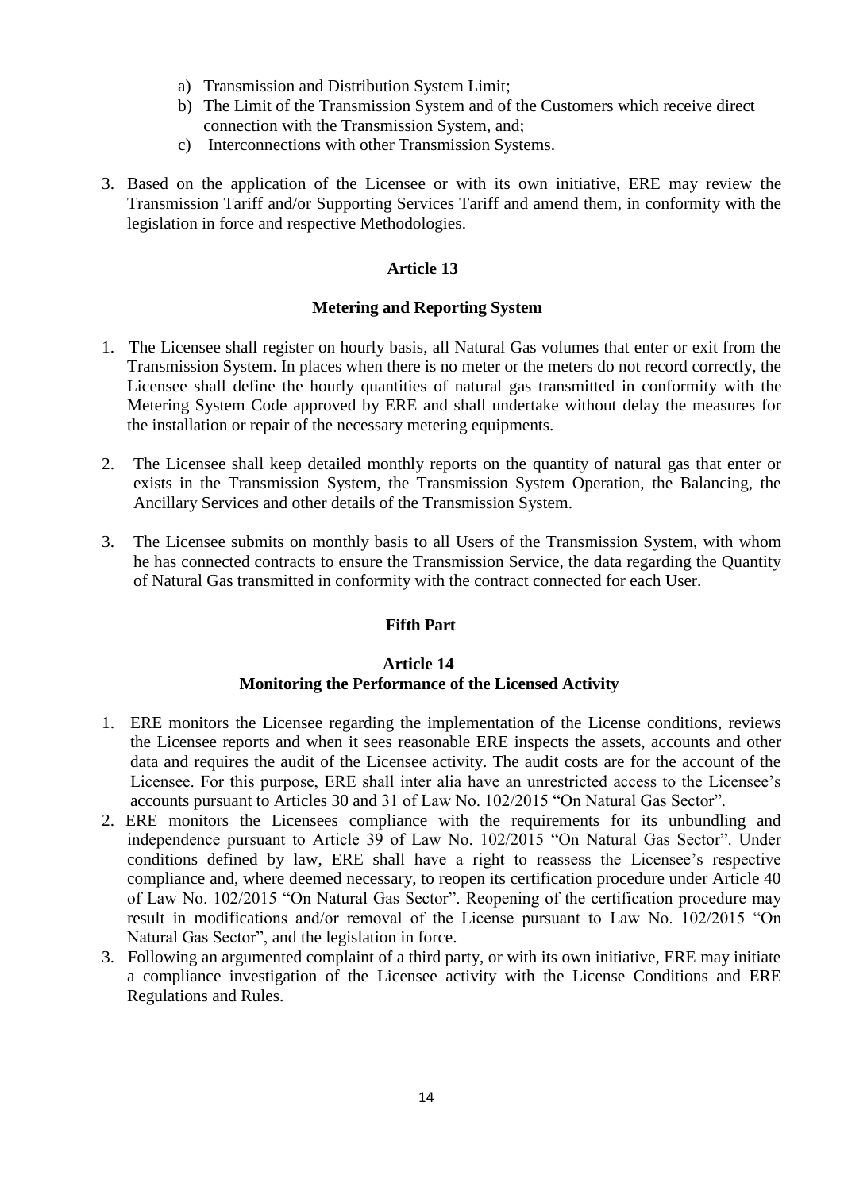a) Transmission and Distribution System Limit;
b) The Limit of the Transmission System and of the Customers which receive direct connection with the Transmission System, and;
c) Interconnections with other Transmission Systems.

3. Based on the application of the Licensee or with its own initiative, ERE may review the Transmission Tariff and/or Supporting Services Tariff and amend them, in conformity with the legislation in force and respective Methodologies.

## Article 13

### Metering and Reporting System

1. The Licensee shall register on hourly basis, all Natural Gas volumes that enter or exit from the Transmission System. In places when there is no meter or the meters do not record correctly, the Licensee shall define the hourly quantities of natural gas transmitted in conformity with the Metering System Code approved by ERE and shall undertake without delay the measures for the installation or repair of the necessary metering equipments.

2. The Licensee shall keep detailed monthly reports on the quantity of natural gas that enter or exists in the Transmission System, the Transmission System Operation, the Balancing, the Ancillary Services and other details of the Transmission System.

3. The Licensee submits on monthly basis to all Users of the Transmission System, with whom he has connected contracts to ensure the Transmission Service, the data regarding the Quantity of Natural Gas transmitted in conformity with the contract connected for each User.

## Fifth Part

## Article 14

### Monitoring the Performance of the Licensed Activity

1. ERE monitors the Licensee regarding the implementation of the License conditions, reviews the Licensee reports and when it sees reasonable ERE inspects the assets, accounts and other data and requires the audit of the Licensee activity. The audit costs are for the account of the Licensee. For this purpose, ERE shall inter alia have an unrestricted access to the Licensee's accounts pursuant to Articles 30 and 31 of Law No. 102/2015 "On Natural Gas Sector".
2. ERE monitors the Licensees compliance with the requirements for its unbundling and independence pursuant to Article 39 of Law No. 102/2015 "On Natural Gas Sector". Under conditions defined by law, ERE shall have a right to reassess the Licensee's respective compliance and, where deemed necessary, to reopen its certification procedure under Article 40 of Law No. 102/2015 "On Natural Gas Sector". Reopening of the certification procedure may result in modifications and/or removal of the License pursuant to Law No. 102/2015 "On Natural Gas Sector", and the legislation in force.
3. Following an argumented complaint of a third party, or with its own initiative, ERE may initiate a compliance investigation of the Licensee activity with the License Conditions and ERE Regulations and Rules.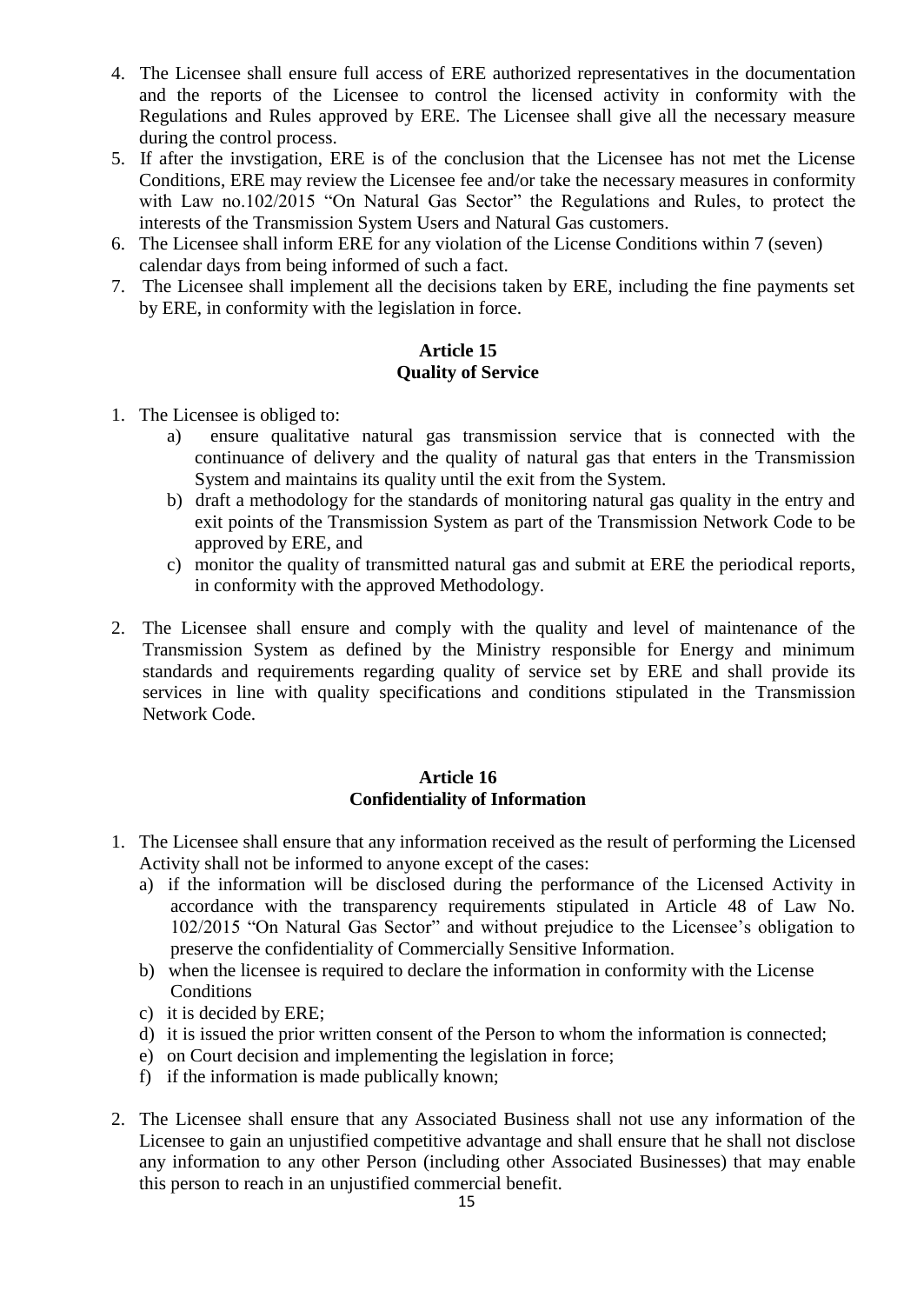4. The Licensee shall ensure full access of ERE authorized representatives in the documentation and the reports of the Licensee to control the licensed activity in conformity with the Regulations and Rules approved by ERE. The Licensee shall give all the necessary measure during the control process.
5. If after the invstigation, ERE is of the conclusion that the Licensee has not met the License Conditions, ERE may review the Licensee fee and/or take the necessary measures in conformity with Law no.102/2015 "On Natural Gas Sector" the Regulations and Rules, to protect the interests of the Transmission System Users and Natural Gas customers.
6. The Licensee shall inform ERE for any violation of the License Conditions within 7 (seven) calendar days from being informed of such a fact.
7. The Licensee shall implement all the decisions taken by ERE, including the fine payments set by ERE, in conformity with the legislation in force.

**Article 15**
**Quality of Service**

1. The Licensee is obliged to:
   a) ensure qualitative natural gas transmission service that is connected with the continuance of delivery and the quality of natural gas that enters in the Transmission System and maintains its quality until the exit from the System.
   b) draft a methodology for the standards of monitoring natural gas quality in the entry and exit points of the Transmission System as part of the Transmission Network Code to be approved by ERE, and
   c) monitor the quality of transmitted natural gas and submit at ERE the periodical reports, in conformity with the approved Methodology.

2. The Licensee shall ensure and comply with the quality and level of maintenance of the Transmission System as defined by the Ministry responsible for Energy and minimum standards and requirements regarding quality of service set by ERE and shall provide its services in line with quality specifications and conditions stipulated in the Transmission Network Code.

**Article 16**
**Confidentiality of Information**

1. The Licensee shall ensure that any information received as the result of performing the Licensed Activity shall not be informed to anyone except of the cases:
   a) if the information will be disclosed during the performance of the Licensed Activity in accordance with the transparency requirements stipulated in Article 48 of Law No. 102/2015 "On Natural Gas Sector" and without prejudice to the Licensee's obligation to preserve the confidentiality of Commercially Sensitive Information.
   b) when the licensee is required to declare the information in conformity with the License Conditions
   c) it is decided by ERE;
   d) it is issued the prior written consent of the Person to whom the information is connected;
   e) on Court decision and implementing the legislation in force;
   f) if the information is made publically known;

2. The Licensee shall ensure that any Associated Business shall not use any information of the Licensee to gain an unjustified competitive advantage and shall ensure that he shall not disclose any information to any other Person (including other Associated Businesses) that may enable this person to reach in an unjustified commercial benefit.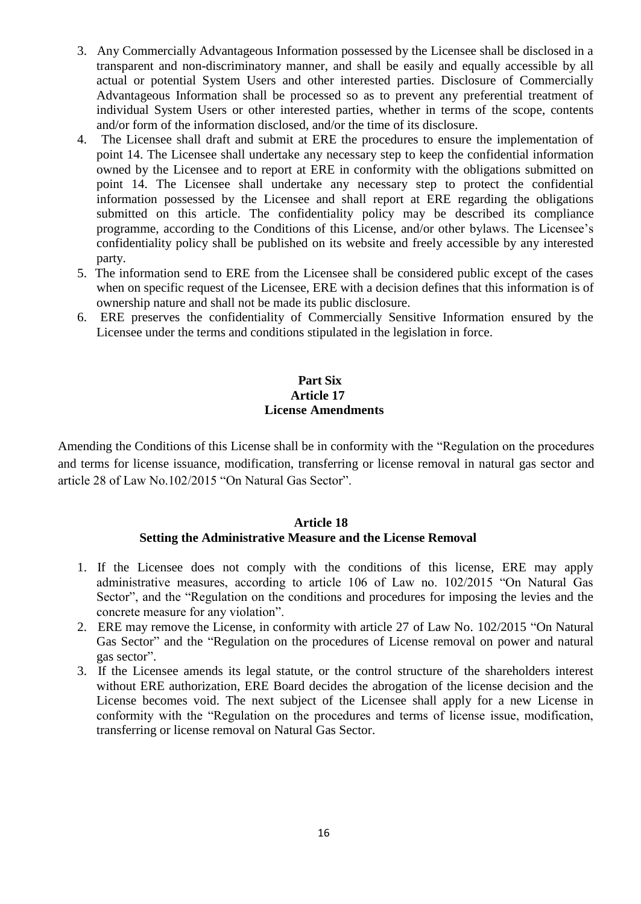3. Any Commercially Advantageous Information possessed by the Licensee shall be disclosed in a transparent and non-discriminatory manner, and shall be easily and equally accessible by all actual or potential System Users and other interested parties. Disclosure of Commercially Advantageous Information shall be processed so as to prevent any preferential treatment of individual System Users or other interested parties, whether in terms of the scope, contents and/or form of the information disclosed, and/or the time of its disclosure.
4. The Licensee shall draft and submit at ERE the procedures to ensure the implementation of point 14. The Licensee shall undertake any necessary step to keep the confidential information owned by the Licensee and to report at ERE in conformity with the obligations submitted on point 14. The Licensee shall undertake any necessary step to protect the confidential information possessed by the Licensee and shall report at ERE regarding the obligations submitted on this article. The confidentiality policy may be described its compliance programme, according to the Conditions of this License, and/or other bylaws. The Licensee's confidentiality policy shall be published on its website and freely accessible by any interested party.
5. The information send to ERE from the Licensee shall be considered public except of the cases when on specific request of the Licensee, ERE with a decision defines that this information is of ownership nature and shall not be made its public disclosure.
6. ERE preserves the confidentiality of Commercially Sensitive Information ensured by the Licensee under the terms and conditions stipulated in the legislation in force.

## Part Six
## Article 17
## License Amendments

Amending the Conditions of this License shall be in conformity with the "Regulation on the procedures and terms for license issuance, modification, transferring or license removal in natural gas sector and article 28 of Law No.102/2015 "On Natural Gas Sector".

## Article 18
## Setting the Administrative Measure and the License Removal

1. If the Licensee does not comply with the conditions of this license, ERE may apply administrative measures, according to article 106 of Law no. 102/2015 "On Natural Gas Sector", and the "Regulation on the conditions and procedures for imposing the levies and the concrete measure for any violation".
2. ERE may remove the License, in conformity with article 27 of Law No. 102/2015 "On Natural Gas Sector" and the "Regulation on the procedures of License removal on power and natural gas sector".
3. If the Licensee amends its legal statute, or the control structure of the shareholders interest without ERE authorization, ERE Board decides the abrogation of the license decision and the License becomes void. The next subject of the Licensee shall apply for a new License in conformity with the "Regulation on the procedures and terms of license issue, modification, transferring or license removal on Natural Gas Sector.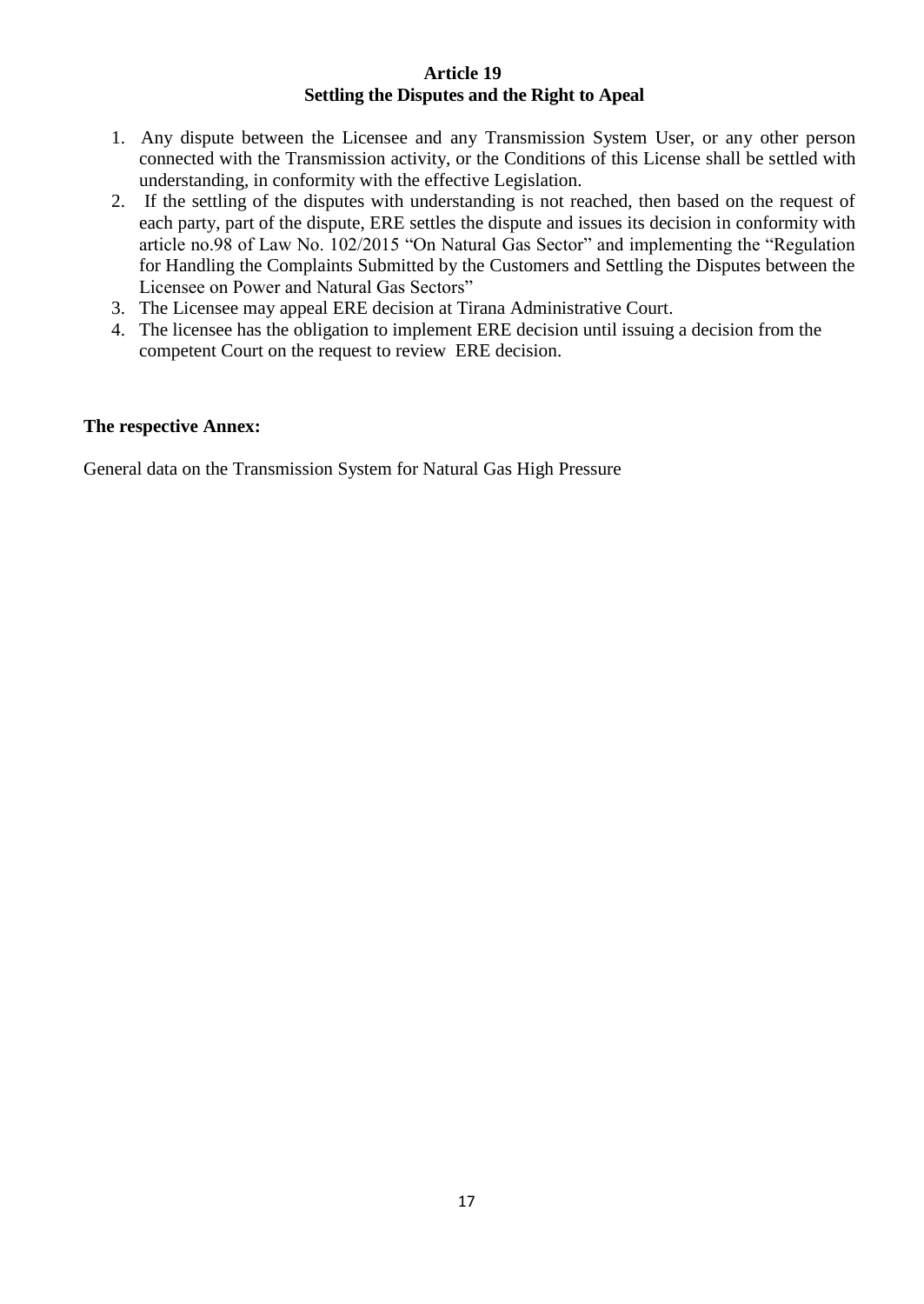## Article 19
## Settling the Disputes and the Right to Apeal

1. Any dispute between the Licensee and any Transmission System User, or any other person connected with the Transmission activity, or the Conditions of this License shall be settled with understanding, in conformity with the effective Legislation.
2. If the settling of the disputes with understanding is not reached, then based on the request of each party, part of the dispute, ERE settles the dispute and issues its decision in conformity with article no.98 of Law No. 102/2015 "On Natural Gas Sector" and implementing the "Regulation for Handling the Complaints Submitted by the Customers and Settling the Disputes between the Licensee on Power and Natural Gas Sectors"
3. The Licensee may appeal ERE decision at Tirana Administrative Court.
4. The licensee has the obligation to implement ERE decision until issuing a decision from the competent Court on the request to review ERE decision.

**The respective Annex:**

General data on the Transmission System for Natural Gas High Pressure